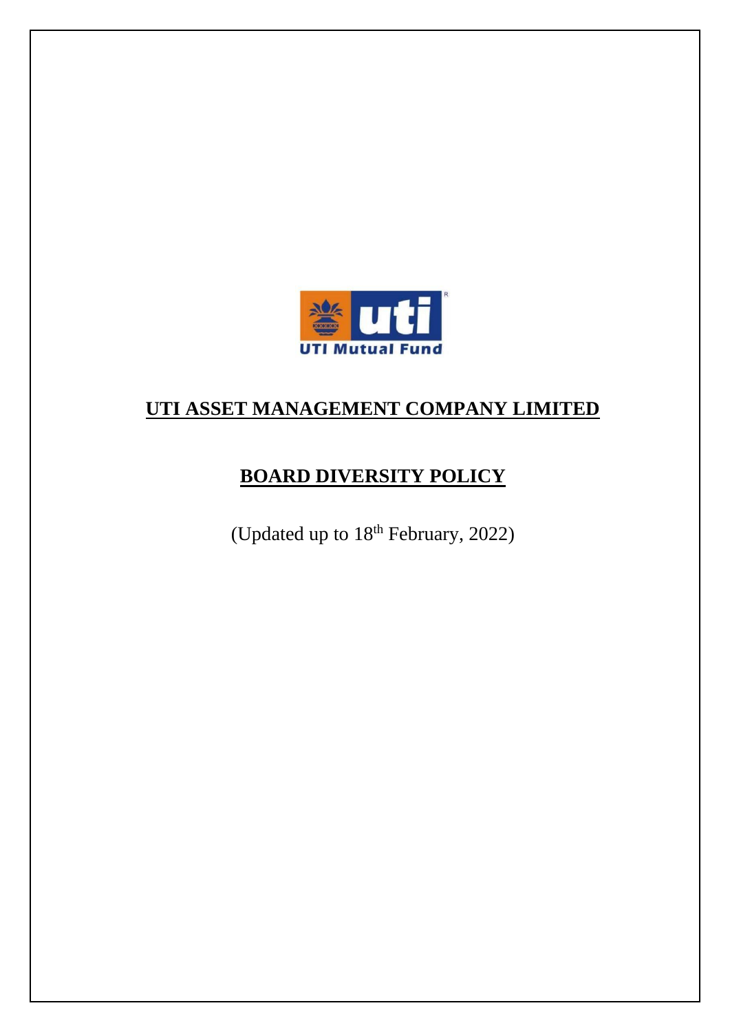# UTI ASSET MANAGEMENT COMPANY LIMITED

## BOARD DIVERSITY POLICY

(Updated up to 18th February, 2022)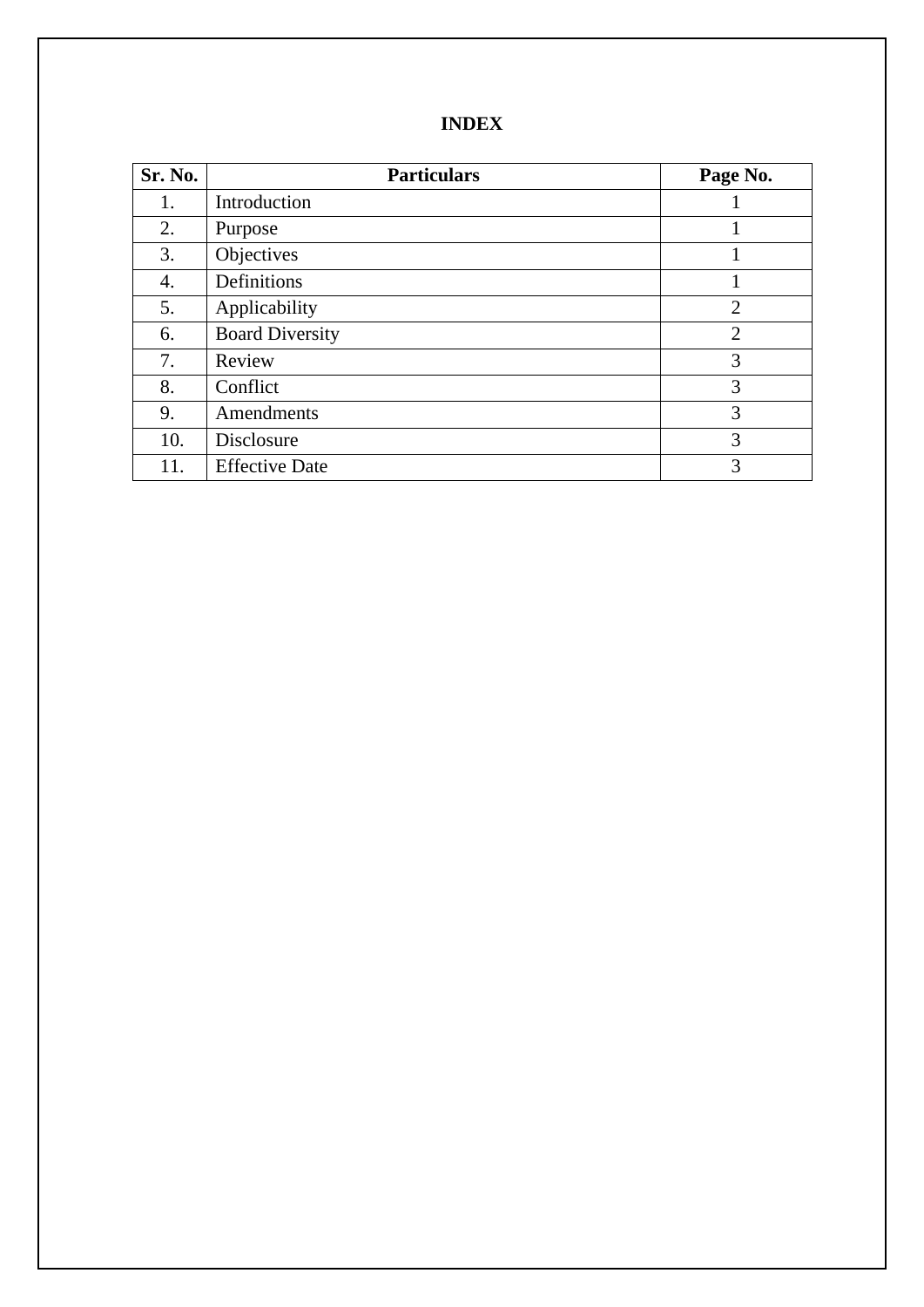# INDEX

| Sr. No. | Particulars | Page No. |
|---|---|---|
| 1. | Introduction | 1 |
| 2. | Purpose | 1 |
| 3. | Objectives | 1 |
| 4. | Definitions | 1 |
| 5. | Applicability | 2 |
| 6. | Board Diversity | 2 |
| 7. | Review | 3 |
| 8. | Conflict | 3 |
| 9. | Amendments | 3 |
| 10. | Disclosure | 3 |
| 11. | Effective Date | 3 |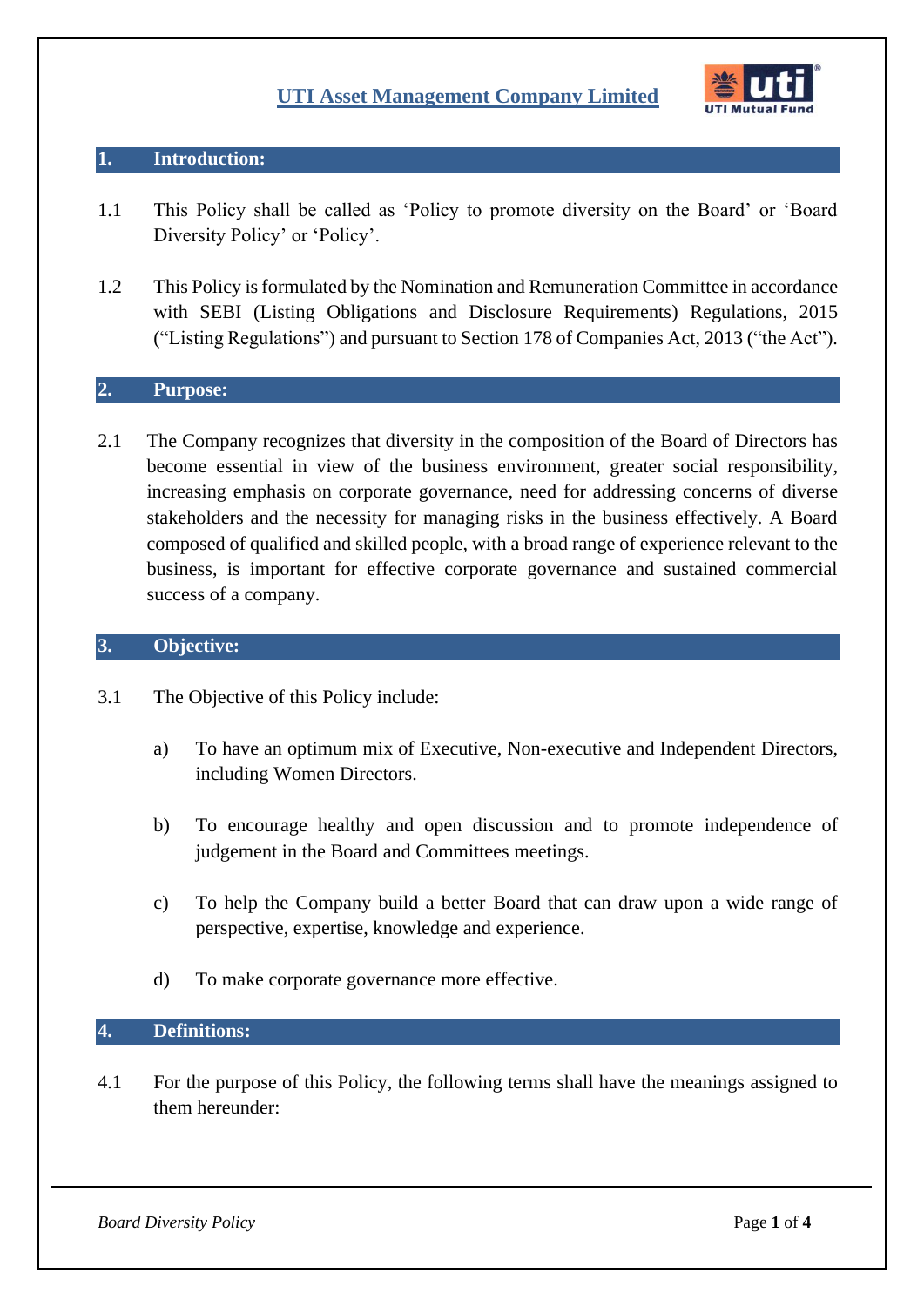# UTI Asset Management Company Limited

## 1. Introduction:

1.1 This Policy shall be called as 'Policy to promote diversity on the Board' or 'Board Diversity Policy' or 'Policy'.

1.2 This Policy is formulated by the Nomination and Remuneration Committee in accordance with SEBI (Listing Obligations and Disclosure Requirements) Regulations, 2015 ("Listing Regulations") and pursuant to Section 178 of Companies Act, 2013 ("the Act").

## 2. Purpose:

2.1 The Company recognizes that diversity in the composition of the Board of Directors has become essential in view of the business environment, greater social responsibility, increasing emphasis on corporate governance, need for addressing concerns of diverse stakeholders and the necessity for managing risks in the business effectively. A Board composed of qualified and skilled people, with a broad range of experience relevant to the business, is important for effective corporate governance and sustained commercial success of a company.

## 3. Objective:

3.1 The Objective of this Policy include:

a) To have an optimum mix of Executive, Non-executive and Independent Directors, including Women Directors.

b) To encourage healthy and open discussion and to promote independence of judgement in the Board and Committees meetings.

c) To help the Company build a better Board that can draw upon a wide range of perspective, expertise, knowledge and experience.

d) To make corporate governance more effective.

## 4. Definitions:

4.1 For the purpose of this Policy, the following terms shall have the meanings assigned to them hereunder: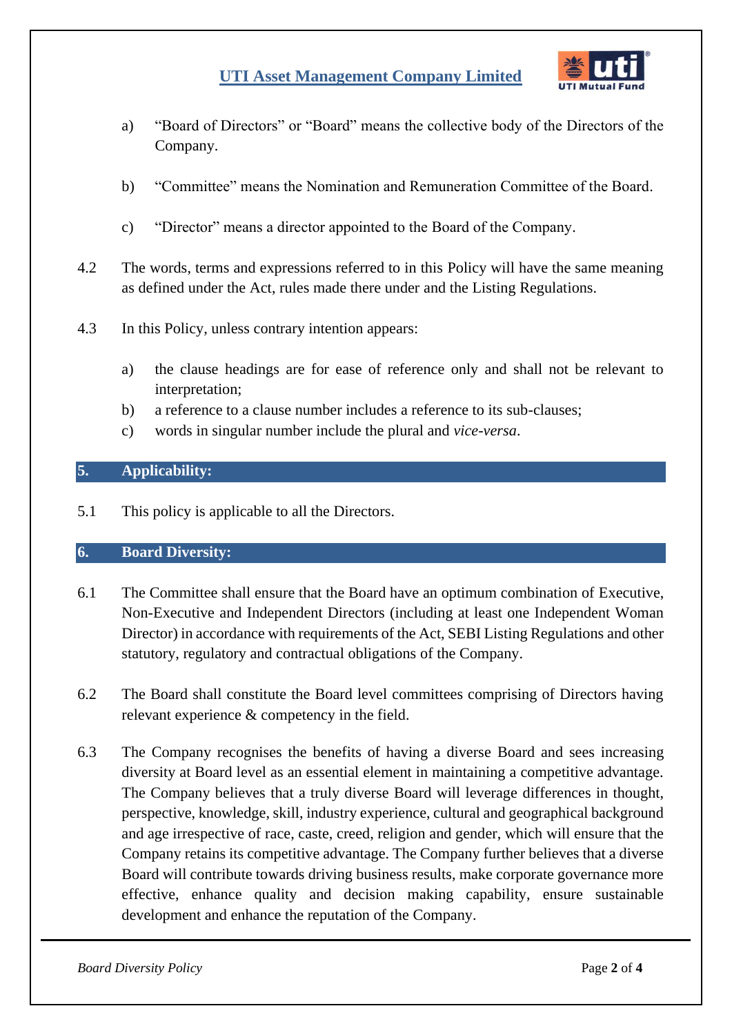a) "Board of Directors" or "Board" means the collective body of the Directors of the Company.

b) "Committee" means the Nomination and Remuneration Committee of the Board.

c) "Director" means a director appointed to the Board of the Company.

4.2 The words, terms and expressions referred to in this Policy will have the same meaning as defined under the Act, rules made there under and the Listing Regulations.

4.3 In this Policy, unless contrary intention appears:

a) the clause headings are for ease of reference only and shall not be relevant to interpretation;
b) a reference to a clause number includes a reference to its sub-clauses;
c) words in singular number include the plural and *vice-versa*.

## 5. Applicability:

5.1 This policy is applicable to all the Directors.

## 6. Board Diversity:

6.1 The Committee shall ensure that the Board have an optimum combination of Executive, Non-Executive and Independent Directors (including at least one Independent Woman Director) in accordance with requirements of the Act, SEBI Listing Regulations and other statutory, regulatory and contractual obligations of the Company.

6.2 The Board shall constitute the Board level committees comprising of Directors having relevant experience & competency in the field.

6.3 The Company recognises the benefits of having a diverse Board and sees increasing diversity at Board level as an essential element in maintaining a competitive advantage. The Company believes that a truly diverse Board will leverage differences in thought, perspective, knowledge, skill, industry experience, cultural and geographical background and age irrespective of race, caste, creed, religion and gender, which will ensure that the Company retains its competitive advantage. The Company further believes that a diverse Board will contribute towards driving business results, make corporate governance more effective, enhance quality and decision making capability, ensure sustainable development and enhance the reputation of the Company.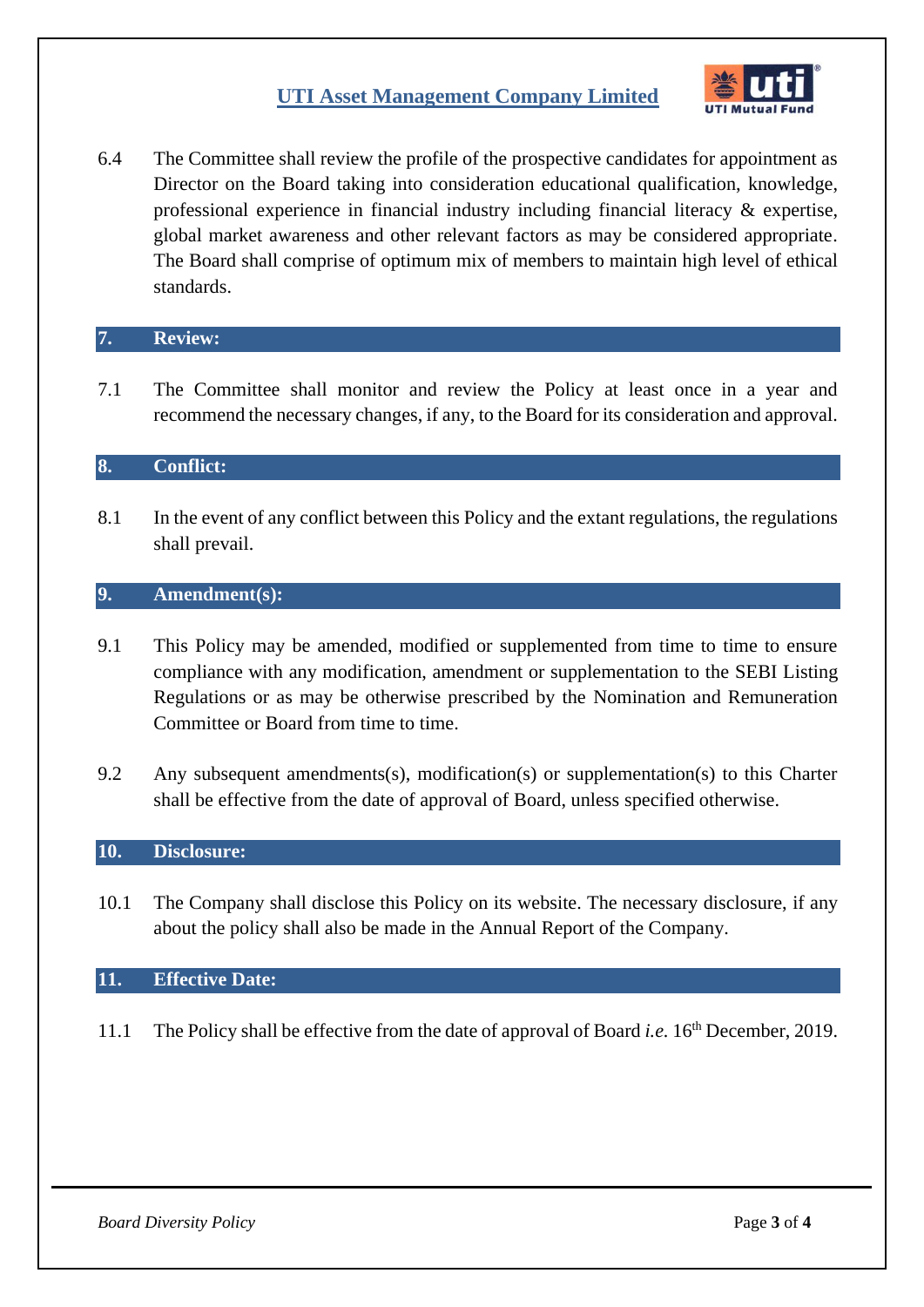6.4 The Committee shall review the profile of the prospective candidates for appointment as Director on the Board taking into consideration educational qualification, knowledge, professional experience in financial industry including financial literacy & expertise, global market awareness and other relevant factors as may be considered appropriate. The Board shall comprise of optimum mix of members to maintain high level of ethical standards.

## 7. Review:

7.1 The Committee shall monitor and review the Policy at least once in a year and recommend the necessary changes, if any, to the Board for its consideration and approval.

## 8. Conflict:

8.1 In the event of any conflict between this Policy and the extant regulations, the regulations shall prevail.

## 9. Amendment(s):

9.1 This Policy may be amended, modified or supplemented from time to time to ensure compliance with any modification, amendment or supplementation to the SEBI Listing Regulations or as may be otherwise prescribed by the Nomination and Remuneration Committee or Board from time to time.

9.2 Any subsequent amendments(s), modification(s) or supplementation(s) to this Charter shall be effective from the date of approval of Board, unless specified otherwise.

## 10. Disclosure:

10.1 The Company shall disclose this Policy on its website. The necessary disclosure, if any about the policy shall also be made in the Annual Report of the Company.

## 11. Effective Date:

11.1 The Policy shall be effective from the date of approval of Board *i.e.* 16th December, 2019.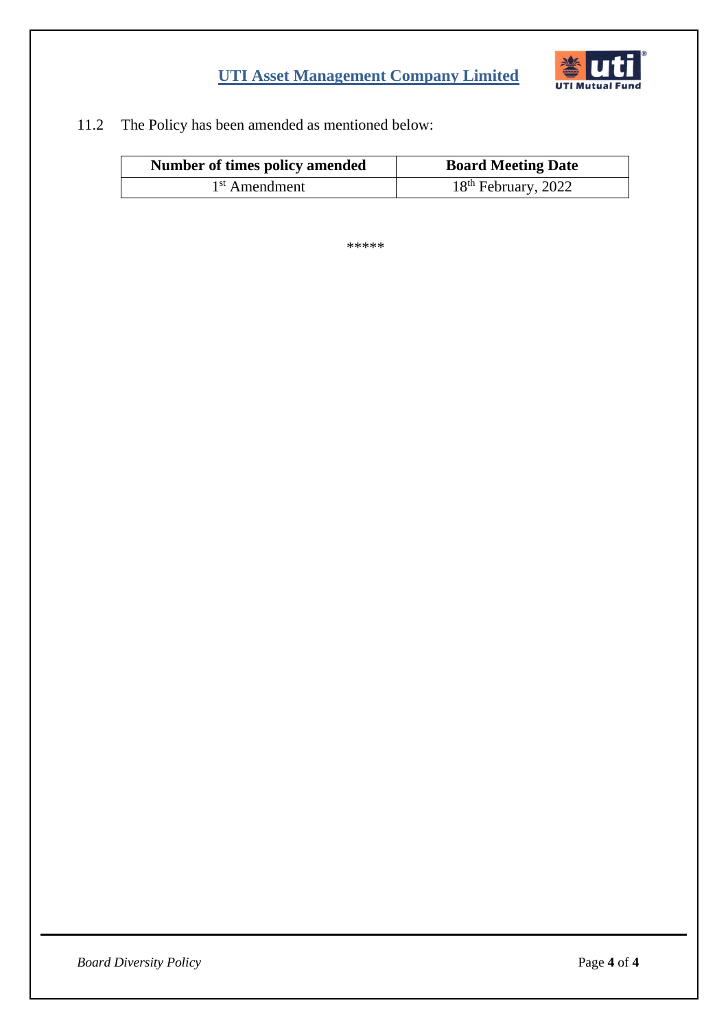11.2 The Policy has been amended as mentioned below:

| Number of times policy amended | Board Meeting Date |
|---|---|
| 1st Amendment | 18th February, 2022 |

\*\*\*\*\*